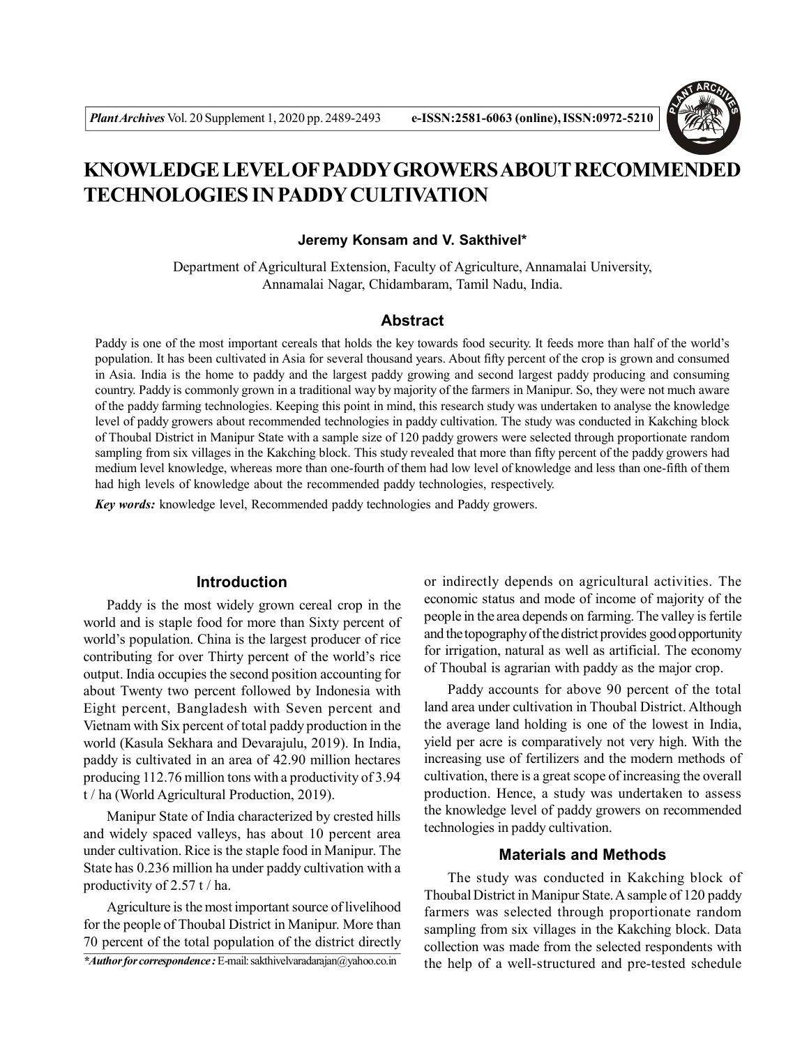# KNOWLEDGE LEVEL OF PADDY GROWERS ABOUT RECOMMENDED TECHNOLOGIES IN PADDY CULTIVATION

**Jeremy Konsam and V. Sakthivel***

Department of Agricultural Extension, Faculty of Agriculture, Annamalai University, Annamalai Nagar, Chidambaram, Tamil Nadu, India.

## Abstract

Paddy is one of the most important cereals that holds the key towards food security. It feeds more than half of the world's population. It has been cultivated in Asia for several thousand years. About fifty percent of the crop is grown and consumed in Asia. India is the home to paddy and the largest paddy growing and second largest paddy producing and consuming country. Paddy is commonly grown in a traditional way by majority of the farmers in Manipur. So, they were not much aware of the paddy farming technologies. Keeping this point in mind, this research study was undertaken to analyse the knowledge level of paddy growers about recommended technologies in paddy cultivation. The study was conducted in Kakching block of Thoubal District in Manipur State with a sample size of 120 paddy growers were selected through proportionate random sampling from six villages in the Kakching block. This study revealed that more than fifty percent of the paddy growers had medium level knowledge, whereas more than one-fourth of them had low level of knowledge and less than one-fifth of them had high levels of knowledge about the recommended paddy technologies, respectively.

***Key words:*** knowledge level, Recommended paddy technologies and Paddy growers.

## Introduction

Paddy is the most widely grown cereal crop in the world and is staple food for more than Sixty percent of world's population. China is the largest producer of rice contributing for over Thirty percent of the world's rice output. India occupies the second position accounting for about Twenty two percent followed by Indonesia with Eight percent, Bangladesh with Seven percent and Vietnam with Six percent of total paddy production in the world (Kasula Sekhara and Devarajulu, 2019). In India, paddy is cultivated in an area of 42.90 million hectares producing 112.76 million tons with a productivity of 3.94 t / ha (World Agricultural Production, 2019).

Manipur State of India characterized by crested hills and widely spaced valleys, has about 10 percent area under cultivation. Rice is the staple food in Manipur. The State has 0.236 million ha under paddy cultivation with a productivity of 2.57 t / ha.

Agriculture is the most important source of livelihood for the people of Thoubal District in Manipur. More than 70 percent of the total population of the district directly or indirectly depends on agricultural activities. The economic status and mode of income of majority of the people in the area depends on farming. The valley is fertile and the topography of the district provides good opportunity for irrigation, natural as well as artificial. The economy of Thoubal is agrarian with paddy as the major crop.

Paddy accounts for above 90 percent of the total land area under cultivation in Thoubal District. Although the average land holding is one of the lowest in India, yield per acre is comparatively not very high. With the increasing use of fertilizers and the modern methods of cultivation, there is a great scope of increasing the overall production. Hence, a study was undertaken to assess the knowledge level of paddy growers on recommended technologies in paddy cultivation.

## Materials and Methods

The study was conducted in Kakching block of Thoubal District in Manipur State. A sample of 120 paddy farmers was selected through proportionate random sampling from six villages in the Kakching block. Data collection was made from the selected respondents with the help of a well-structured and pre-tested schedule

**Author for correspondence :* E-mail: sakthivelvaradarajan@yahoo.co.in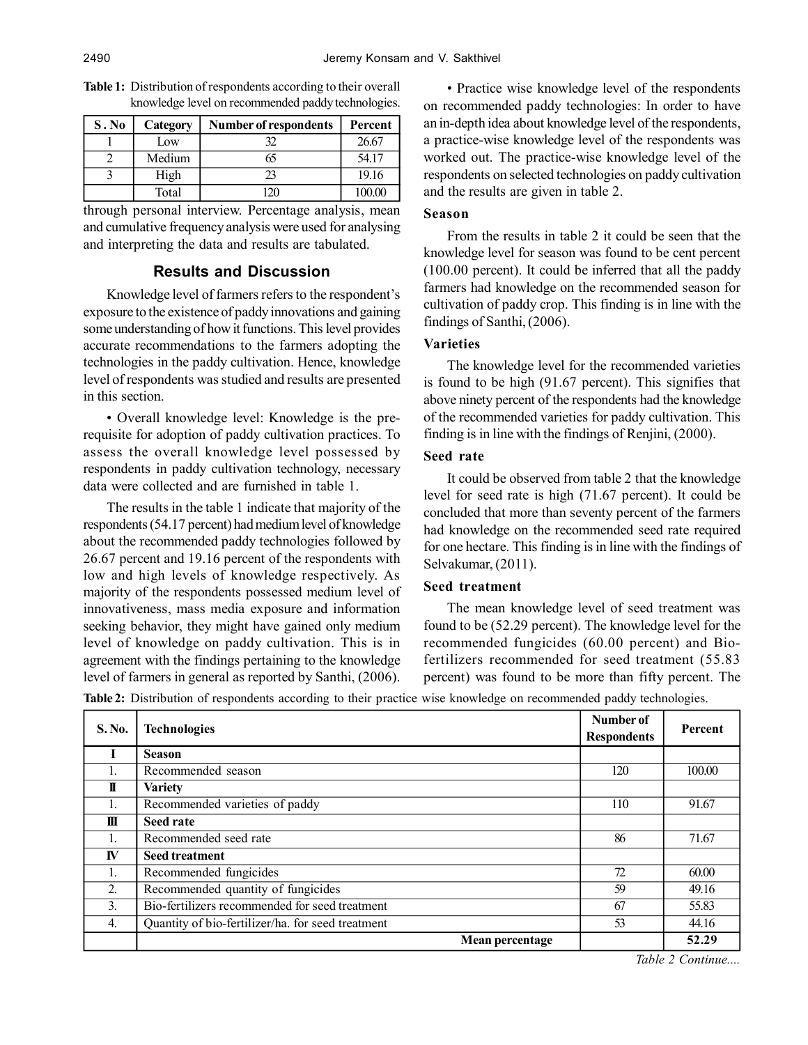**Table 1:** Distribution of respondents according to their overall knowledge level on recommended paddy technologies.

| S . No | Category | Number of respondents | Percent |
|---|---|---|---|
| 1 | Low | 32 | 26.67 |
| 2 | Medium | 65 | 54.17 |
| 3 | High | 23 | 19.16 |
| | Total | 120 | 100.00 |

through personal interview. Percentage analysis, mean and cumulative frequency analysis were used for analysing and interpreting the data and results are tabulated.

## Results and Discussion

Knowledge level of farmers refers to the respondent's exposure to the existence of paddy innovations and gaining some understanding of how it functions. This level provides accurate recommendations to the farmers adopting the technologies in the paddy cultivation. Hence, knowledge level of respondents was studied and results are presented in this section.

• Overall knowledge level: Knowledge is the pre-requisite for adoption of paddy cultivation practices. To assess the overall knowledge level possessed by respondents in paddy cultivation technology, necessary data were collected and are furnished in table 1.

The results in the table 1 indicate that majority of the respondents (54.17 percent) had medium level of knowledge about the recommended paddy technologies followed by 26.67 percent and 19.16 percent of the respondents with low and high levels of knowledge respectively. As majority of the respondents possessed medium level of innovativeness, mass media exposure and information seeking behavior, they might have gained only medium level of knowledge on paddy cultivation. This is in agreement with the findings pertaining to the knowledge level of farmers in general as reported by Santhi, (2006).

• Practice wise knowledge level of the respondents on recommended paddy technologies: In order to have an in-depth idea about knowledge level of the respondents, a practice-wise knowledge level of the respondents was worked out. The practice-wise knowledge level of the respondents on selected technologies on paddy cultivation and the results are given in table 2.

### Season

From the results in table 2 it could be seen that the knowledge level for season was found to be cent percent (100.00 percent). It could be inferred that all the paddy farmers had knowledge on the recommended season for cultivation of paddy crop. This finding is in line with the findings of Santhi, (2006).

### Varieties

The knowledge level for the recommended varieties is found to be high (91.67 percent). This signifies that above ninety percent of the respondents had the knowledge of the recommended varieties for paddy cultivation. This finding is in line with the findings of Renjini, (2000).

### Seed rate

It could be observed from table 2 that the knowledge level for seed rate is high (71.67 percent). It could be concluded that more than seventy percent of the farmers had knowledge on the recommended seed rate required for one hectare. This finding is in line with the findings of Selvakumar, (2011).

### Seed treatment

The mean knowledge level of seed treatment was found to be (52.29 percent). The knowledge level for the recommended fungicides (60.00 percent) and Bio-fertilizers recommended for seed treatment (55.83 percent) was found to be more than fifty percent. The

**Table 2:** Distribution of respondents according to their practice wise knowledge on recommended paddy technologies.

| S. No. | Technologies | Number of Respondents | Percent |
|---|---|---|---|
| **I** | **Season** | | |
| 1. | Recommended season | 120 | 100.00 |
| **II** | **Variety** | | |
| 1. | Recommended varieties of paddy | 110 | 91.67 |
| **III** | **Seed rate** | | |
| 1. | Recommended seed rate | 86 | 71.67 |
| **IV** | **Seed treatment** | | |
| 1. | Recommended fungicides | 72 | 60.00 |
| 2. | Recommended quantity of fungicides | 59 | 49.16 |
| 3. | Bio-fertilizers recommended for seed treatment | 67 | 55.83 |
| 4. | Quantity of bio-fertilizer/ha. for seed treatment | 53 | 44.16 |
| | **Mean percentage** | | **52.29** |

*Table 2 Continue....*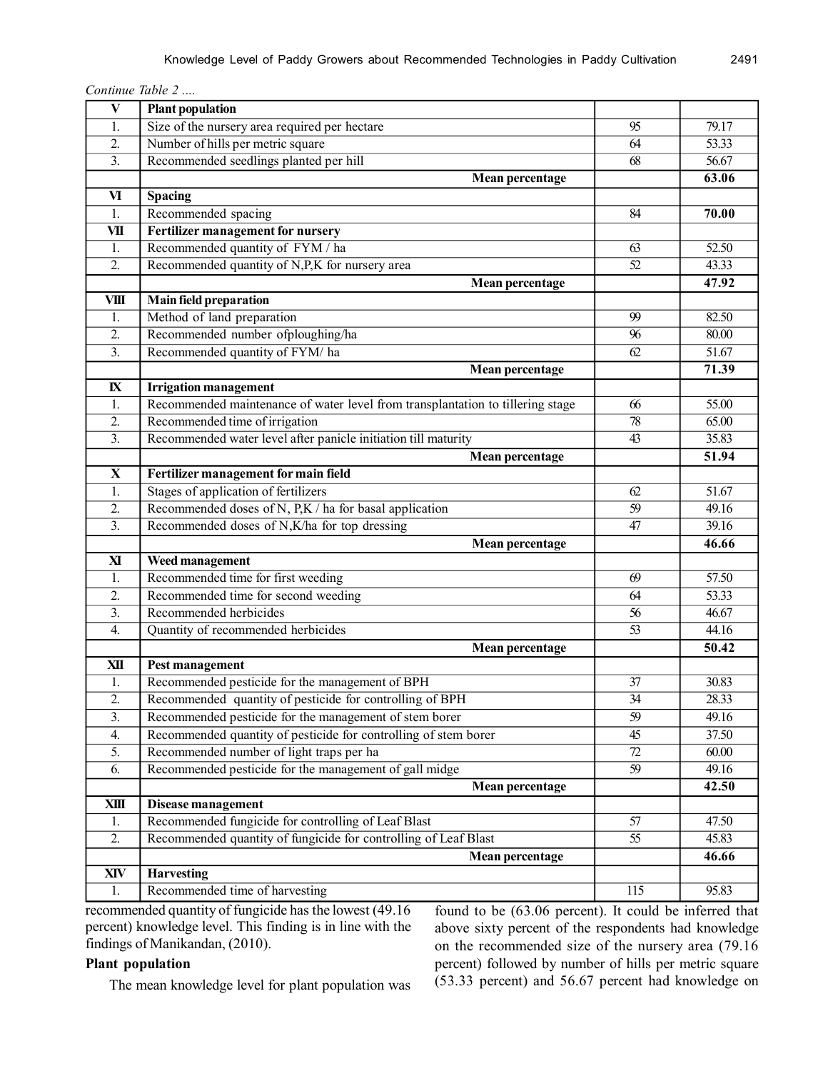*Continue Table 2 ....*

| | | | |
|---|---|---|---|
| **V** | **Plant population** | | |
| 1. | Size of the nursery area required per hectare | 95 | 79.17 |
| 2. | Number of hills per metric square | 64 | 53.33 |
| 3. | Recommended seedlings planted per hill | 68 | 56.67 |
| | **Mean percentage** | | **63.06** |
| **VI** | **Spacing** | | |
| 1. | Recommended spacing | 84 | **70.00** |
| **VII** | **Fertilizer management for nursery** | | |
| 1. | Recommended quantity of FYM / ha | 63 | 52.50 |
| 2. | Recommended quantity of N,P,K for nursery area | 52 | 43.33 |
| | **Mean percentage** | | **47.92** |
| **VIII** | **Main field preparation** | | |
| 1. | Method of land preparation | 99 | 82.50 |
| 2. | Recommended number ofploughing/ha | 96 | 80.00 |
| 3. | Recommended quantity of FYM/ ha | 62 | 51.67 |
| | **Mean percentage** | | **71.39** |
| **IX** | **Irrigation management** | | |
| 1. | Recommended maintenance of water level from transplantation to tillering stage | 66 | 55.00 |
| 2. | Recommended time of irrigation | 78 | 65.00 |
| 3. | Recommended water level after panicle initiation till maturity | 43 | 35.83 |
| | **Mean percentage** | | **51.94** |
| **X** | **Fertilizer management for main field** | | |
| 1. | Stages of application of fertilizers | 62 | 51.67 |
| 2. | Recommended doses of N, P,K / ha for basal application | 59 | 49.16 |
| 3. | Recommended doses of N,K/ha for top dressing | 47 | 39.16 |
| | **Mean percentage** | | **46.66** |
| **XI** | **Weed management** | | |
| 1. | Recommended time for first weeding | 69 | 57.50 |
| 2. | Recommended time for second weeding | 64 | 53.33 |
| 3. | Recommended herbicides | 56 | 46.67 |
| 4. | Quantity of recommended herbicides | 53 | 44.16 |
| | **Mean percentage** | | **50.42** |
| **XII** | **Pest management** | | |
| 1. | Recommended pesticide for the management of BPH | 37 | 30.83 |
| 2. | Recommended quantity of pesticide for controlling of BPH | 34 | 28.33 |
| 3. | Recommended pesticide for the management of stem borer | 59 | 49.16 |
| 4. | Recommended quantity of pesticide for controlling of stem borer | 45 | 37.50 |
| 5. | Recommended number of light traps per ha | 72 | 60.00 |
| 6. | Recommended pesticide for the management of gall midge | 59 | 49.16 |
| | **Mean percentage** | | **42.50** |
| **XIII** | **Disease management** | | |
| 1. | Recommended fungicide for controlling of Leaf Blast | 57 | 47.50 |
| 2. | Recommended quantity of fungicide for controlling of Leaf Blast | 55 | 45.83 |
| | **Mean percentage** | | **46.66** |
| **XIV** | **Harvesting** | | |
| 1. | Recommended time of harvesting | 115 | 95.83 |

recommended quantity of fungicide has the lowest (49.16 percent) knowledge level. This finding is in line with the findings of Manikandan, (2010).

**Plant population**

The mean knowledge level for plant population was found to be (63.06 percent). It could be inferred that above sixty percent of the respondents had knowledge on the recommended size of the nursery area (79.16 percent) followed by number of hills per metric square (53.33 percent) and 56.67 percent had knowledge on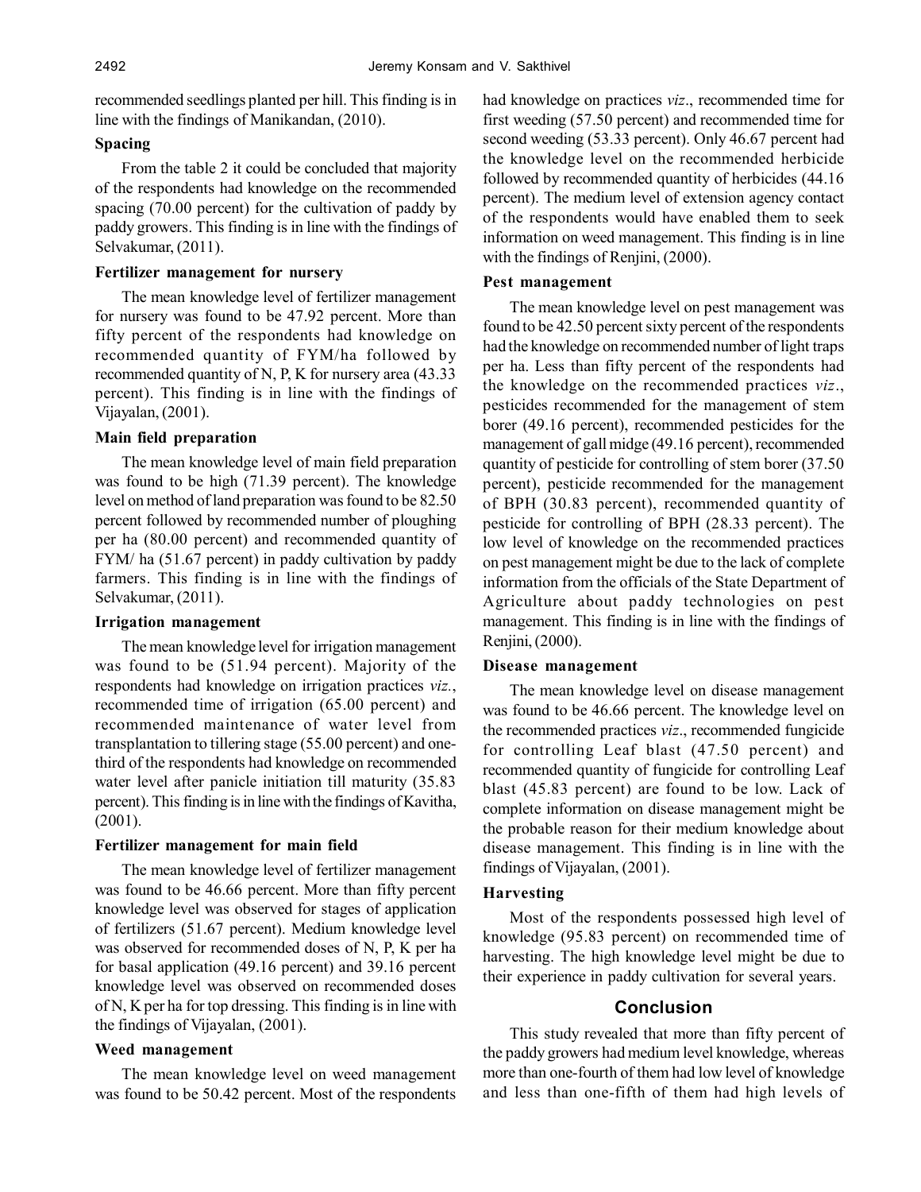recommended seedlings planted per hill. This finding is in line with the findings of Manikandan, (2010).

### Spacing

From the table 2 it could be concluded that majority of the respondents had knowledge on the recommended spacing (70.00 percent) for the cultivation of paddy by paddy growers. This finding is in line with the findings of Selvakumar, (2011).

### Fertilizer management for nursery

The mean knowledge level of fertilizer management for nursery was found to be 47.92 percent. More than fifty percent of the respondents had knowledge on recommended quantity of FYM/ha followed by recommended quantity of N, P, K for nursery area (43.33 percent). This finding is in line with the findings of Vijayalan, (2001).

### Main field preparation

The mean knowledge level of main field preparation was found to be high (71.39 percent). The knowledge level on method of land preparation was found to be 82.50 percent followed by recommended number of ploughing per ha (80.00 percent) and recommended quantity of FYM/ ha (51.67 percent) in paddy cultivation by paddy farmers. This finding is in line with the findings of Selvakumar, (2011).

### Irrigation management

The mean knowledge level for irrigation management was found to be (51.94 percent). Majority of the respondents had knowledge on irrigation practices *viz.*, recommended time of irrigation (65.00 percent) and recommended maintenance of water level from transplantation to tillering stage (55.00 percent) and one-third of the respondents had knowledge on recommended water level after panicle initiation till maturity (35.83 percent). This finding is in line with the findings of Kavitha, (2001).

### Fertilizer management for main field

The mean knowledge level of fertilizer management was found to be 46.66 percent. More than fifty percent knowledge level was observed for stages of application of fertilizers (51.67 percent). Medium knowledge level was observed for recommended doses of N, P, K per ha for basal application (49.16 percent) and 39.16 percent knowledge level was observed on recommended doses of N, K per ha for top dressing. This finding is in line with the findings of Vijayalan, (2001).

### Weed management

The mean knowledge level on weed management was found to be 50.42 percent. Most of the respondents had knowledge on practices *viz*., recommended time for first weeding (57.50 percent) and recommended time for second weeding (53.33 percent). Only 46.67 percent had the knowledge level on the recommended herbicide followed by recommended quantity of herbicides (44.16 percent). The medium level of extension agency contact of the respondents would have enabled them to seek information on weed management. This finding is in line with the findings of Renjini, (2000).

### Pest management

The mean knowledge level on pest management was found to be 42.50 percent sixty percent of the respondents had the knowledge on recommended number of light traps per ha. Less than fifty percent of the respondents had the knowledge on the recommended practices *viz*., pesticides recommended for the management of stem borer (49.16 percent), recommended pesticides for the management of gall midge (49.16 percent), recommended quantity of pesticide for controlling of stem borer (37.50 percent), pesticide recommended for the management of BPH (30.83 percent), recommended quantity of pesticide for controlling of BPH (28.33 percent). The low level of knowledge on the recommended practices on pest management might be due to the lack of complete information from the officials of the State Department of Agriculture about paddy technologies on pest management. This finding is in line with the findings of Renjini, (2000).

### Disease management

The mean knowledge level on disease management was found to be 46.66 percent. The knowledge level on the recommended practices *viz*., recommended fungicide for controlling Leaf blast (47.50 percent) and recommended quantity of fungicide for controlling Leaf blast (45.83 percent) are found to be low. Lack of complete information on disease management might be the probable reason for their medium knowledge about disease management. This finding is in line with the findings of Vijayalan, (2001).

### Harvesting

Most of the respondents possessed high level of knowledge (95.83 percent) on recommended time of harvesting. The high knowledge level might be due to their experience in paddy cultivation for several years.

## Conclusion

This study revealed that more than fifty percent of the paddy growers had medium level knowledge, whereas more than one-fourth of them had low level of knowledge and less than one-fifth of them had high levels of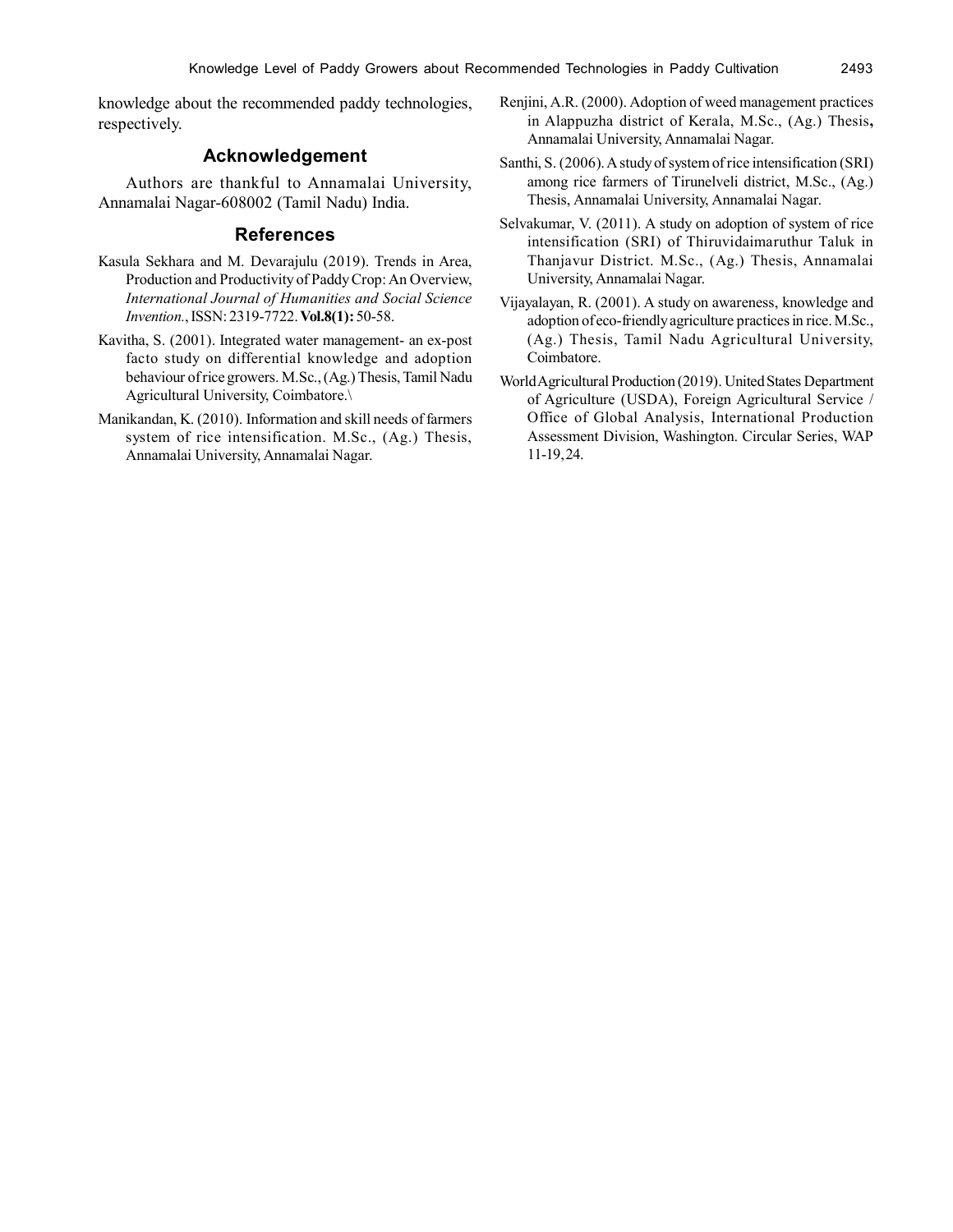knowledge about the recommended paddy technologies, respectively.

## Acknowledgement

Authors are thankful to Annamalai University, Annamalai Nagar-608002 (Tamil Nadu) India.

## References

Kasula Sekhara and M. Devarajulu (2019). Trends in Area, Production and Productivity of Paddy Crop: An Overview, *International Journal of Humanities and Social Science Invention.*, ISSN: 2319-7722. **Vol.8(1):** 50-58.

Kavitha, S. (2001). Integrated water management- an ex-post facto study on differential knowledge and adoption behaviour of rice growers. M.Sc., (Ag.) Thesis, Tamil Nadu Agricultural University, Coimbatore.\

Manikandan, K. (2010). Information and skill needs of farmers system of rice intensification. M.Sc., (Ag.) Thesis, Annamalai University, Annamalai Nagar.

Renjini, A.R. (2000). Adoption of weed management practices in Alappuzha district of Kerala, M.Sc., (Ag.) Thesis**,** Annamalai University, Annamalai Nagar.

Santhi, S. (2006). A study of system of rice intensification (SRI) among rice farmers of Tirunelveli district, M.Sc., (Ag.) Thesis, Annamalai University, Annamalai Nagar.

Selvakumar, V. (2011). A study on adoption of system of rice intensification (SRI) of Thiruvidaimaruthur Taluk in Thanjavur District. M.Sc., (Ag.) Thesis, Annamalai University, Annamalai Nagar.

Vijayalayan, R. (2001). A study on awareness, knowledge and adoption of eco-friendly agriculture practices in rice. M.Sc., (Ag.) Thesis, Tamil Nadu Agricultural University, Coimbatore.

World Agricultural Production (2019). United States Department of Agriculture (USDA), Foreign Agricultural Service / Office of Global Analysis, International Production Assessment Division, Washington. Circular Series, WAP 11-19, 24.